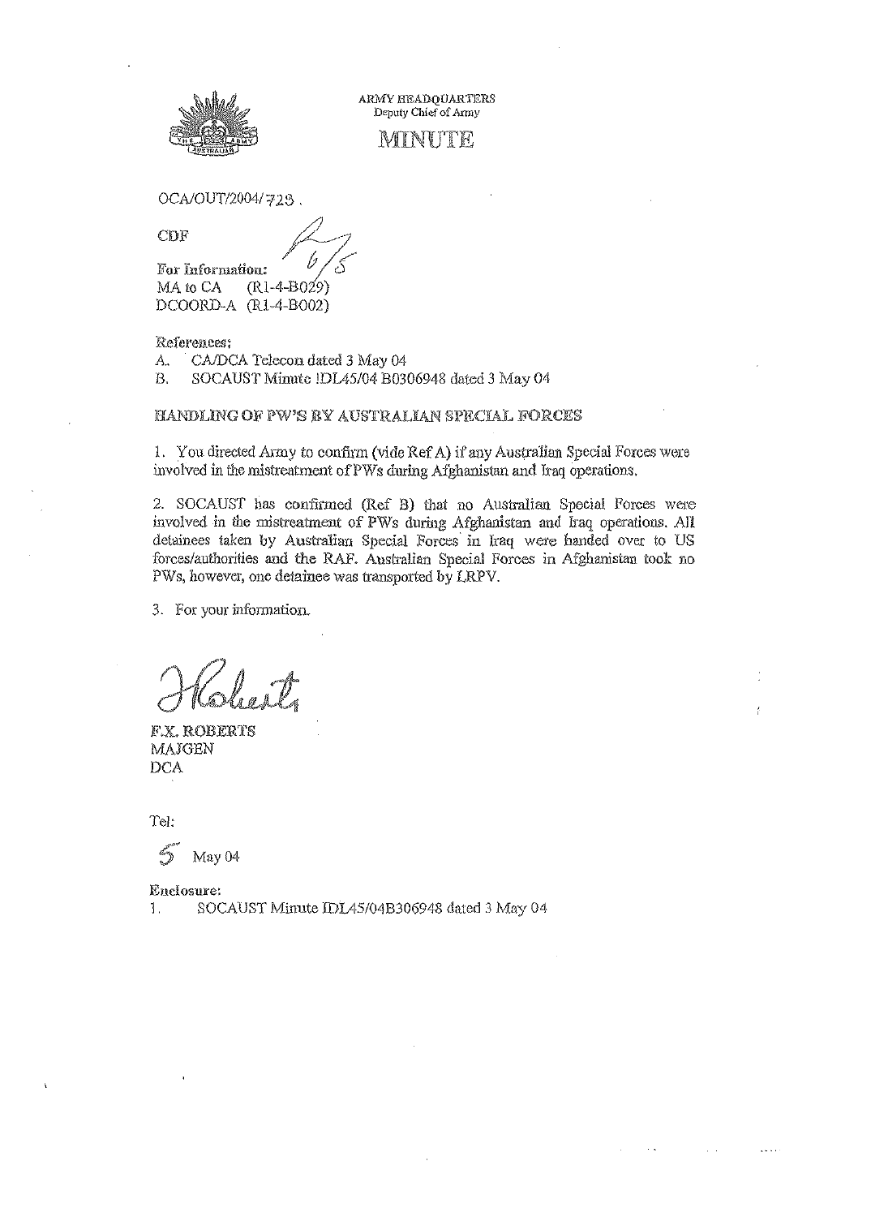ARMY HEADQUARTERS
Deputy Chief of Army

# MINUTE

OCA/OUT/2004/723 .

CDF

6/5

**For Information:**
MA to CA (R1-4-B029)
DCOORD-A (R1-4-B002)

References:

A. CA/DCA Telecon dated 3 May 04
B. SOCAUST Minute IDL45/04 B0306948 dated 3 May 04

## HANDLING OF PW'S BY AUSTRALIAN SPECIAL FORCES

1. You directed Army to confirm (vide Ref A) if any Australian Special Forces were involved in the mistreatment of PWs during Afghanistan and Iraq operations.

2. SOCAUST has confirmed (Ref B) that no Australian Special Forces were involved in the mistreatment of PWs during Afghanistan and Iraq operations. All detainees taken by Australian Special Forces in Iraq were handed over to US forces/authorities and the RAF. Australian Special Forces in Afghanistan took no PWs, however, one detainee was transported by LRPV.

3. For your information.

F.X. ROBERTS
MAJGEN
DCA

Tel:

5 May 04

**Enclosure:**

1. SOCAUST Minute IDL45/04B306948 dated 3 May 04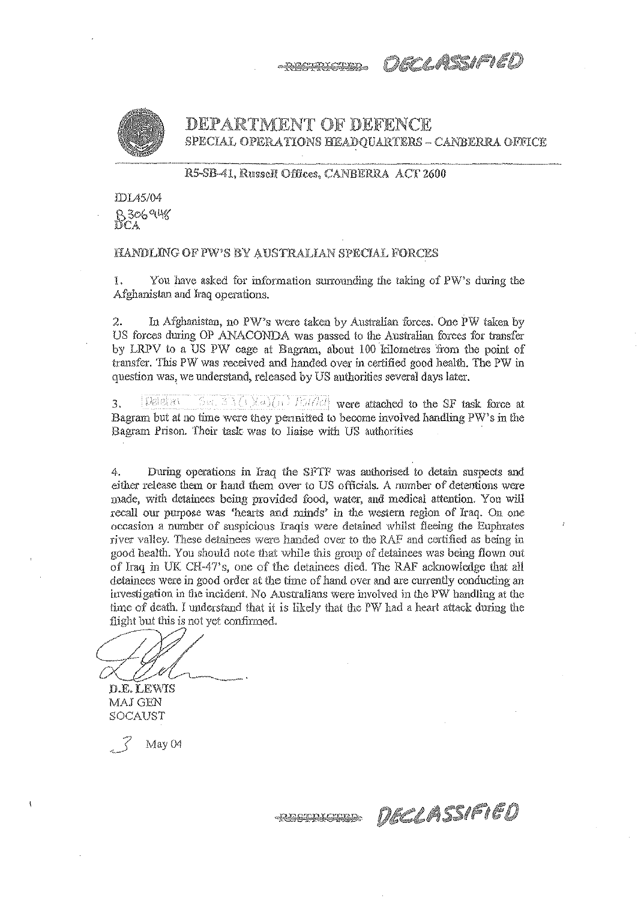~~RESTRICTED~~ DECLASSIFIED

DEPARTMENT OF DEFENCE
SPECIAL OPERATIONS HEADQUARTERS – CANBERRA OFFICE

R5-SB-41, Russell Offices, CANBERRA ACT 2600

IDL45/04
B306948
DCA

HANDLING OF PW'S BY AUSTRALIAN SPECIAL FORCES

1. You have asked for information surrounding the taking of PW's during the Afghanistan and Iraq operations.

2. In Afghanistan, no PW's were taken by Australian forces. One PW taken by US forces during OP ANACONDA was passed to the Australian forces for transfer by LRPV to a US PW cage at Bagram, about 100 kilometres from the point of transfer. This PW was received and handed over in certified good health. The PW in question was, we understand, released by US authorities several days later.

3. [Deletion Sec 33(1)(a)(i) FOI Act] were attached to the SF task force at Bagram but at no time were they permitted to become involved handling PW's in the Bagram Prison. Their task was to liaise with US authorities

4. During operations in Iraq the SFTF was authorised to detain suspects and either release them or hand them over to US officials. A number of detentions were made, with detainees being provided food, water, and medical attention. You will recall our purpose was 'hearts and minds' in the western region of Iraq. On one occasion a number of suspicious Iraqis were detained whilst fleeing the Euphrates river valley. These detainees were handed over to the RAF and certified as being in good health. You should note that while this group of detainees was being flown out of Iraq in UK CH-47's, one of the detainees died. The RAF acknowledge that all detainees were in good order at the time of hand over and are currently conducting an investigation in the incident. No Australians were involved in the PW handling at the time of death. I understand that it is likely that the PW had a heart attack during the flight but this is not yet confirmed.

D.E. LEWIS
MAJ GEN
SOCAUST

3 May 04

~~RESTRICTED~~ DECLASSIFIED